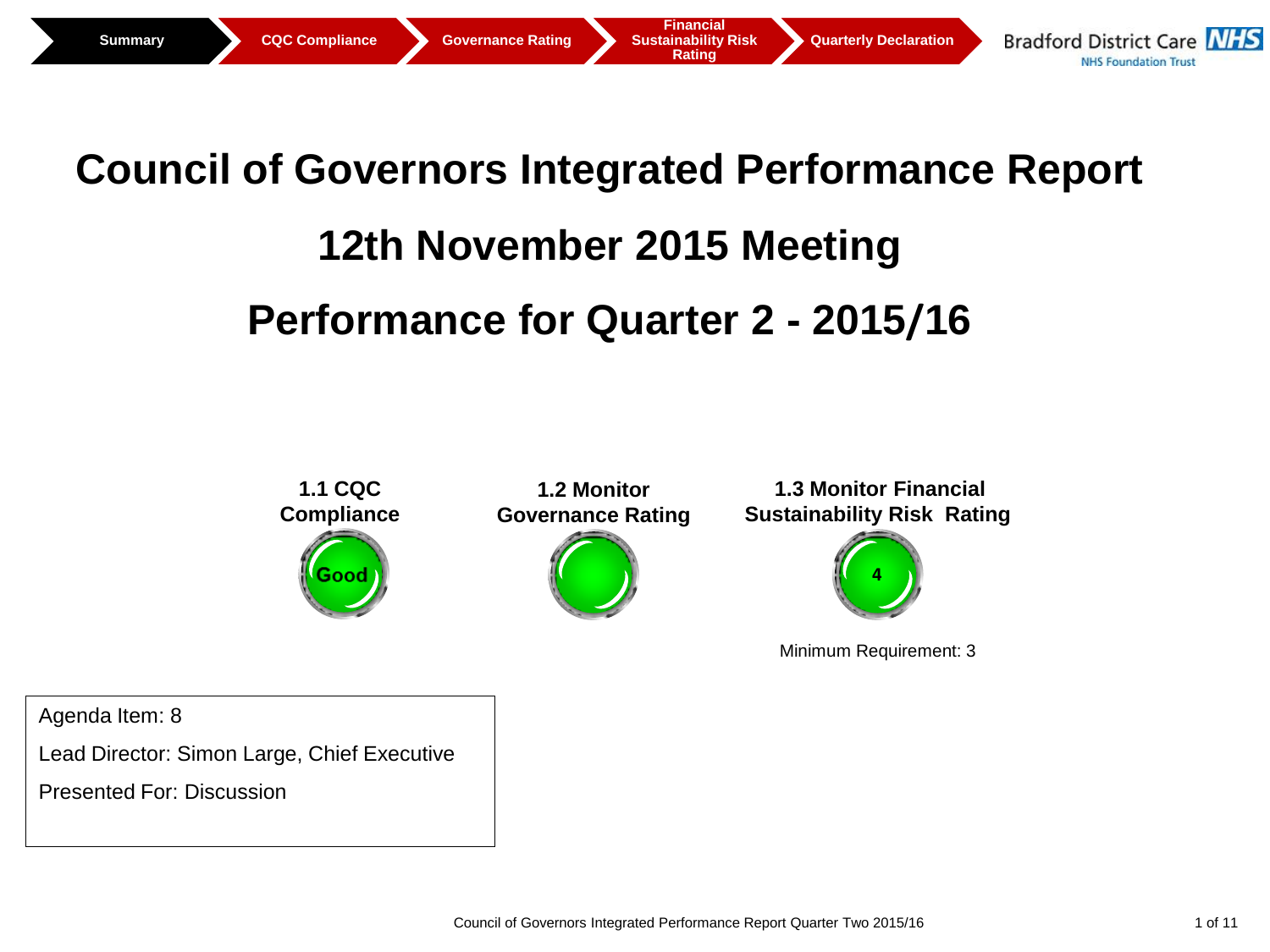Summary | CQC Compliance | Governance Rating | Financial Sustainability Risk Rating | Quarterly Declaration

Bradford District Care NHS
NHS Foundation Trust

# Council of Governors Integrated Performance Report

# 12th November 2015 Meeting

# Performance for Quarter 2 - 2015/16

**1.1 CQC Compliance**

Good

**1.2 Monitor Governance Rating**

**1.3 Monitor Financial Sustainability Risk Rating**

4

Minimum Requirement: 3

Agenda Item: 8

Lead Director: Simon Large, Chief Executive

Presented For: Discussion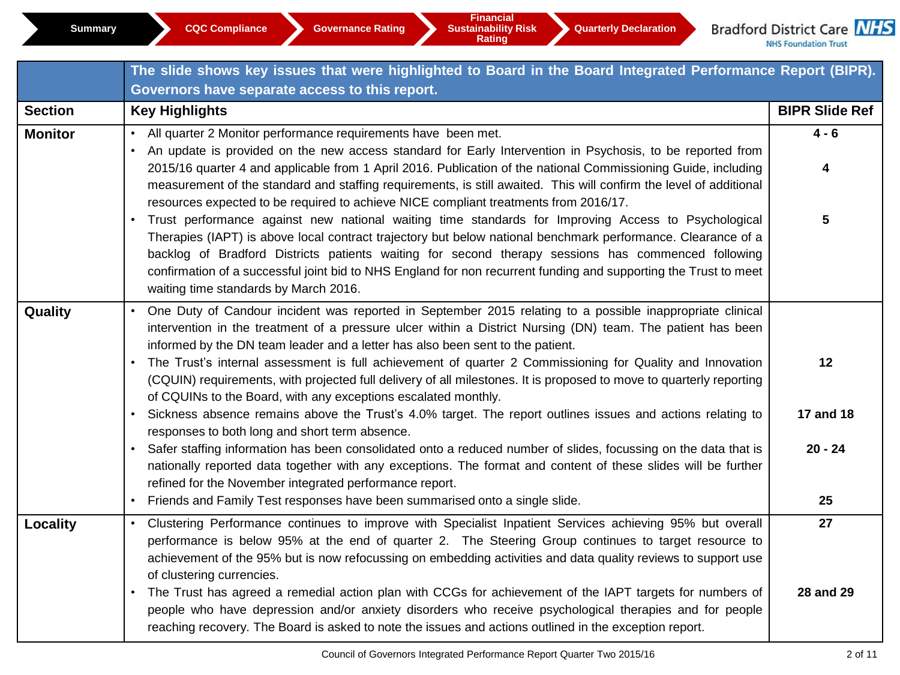Summary | CQC Compliance | Governance Rating | Financial Sustainability Risk Rating | Quarterly Declaration

Bradford District Care NHS Foundation Trust

**The slide shows key issues that were highlighted to Board in the Board Integrated Performance Report (BIPR). Governors have separate access to this report.**

| Section | Key Highlights | BIPR Slide Ref |
|---|---|---|
| **Monitor** | • All quarter 2 Monitor performance requirements have been met. | **4 - 6** |
| | • An update is provided on the new access standard for Early Intervention in Psychosis, to be reported from 2015/16 quarter 4 and applicable from 1 April 2016. Publication of the national Commissioning Guide, including measurement of the standard and staffing requirements, is still awaited. This will confirm the level of additional resources expected to be required to achieve NICE compliant treatments from 2016/17. | **4** |
| | • Trust performance against new national waiting time standards for Improving Access to Psychological Therapies (IAPT) is above local contract trajectory but below national benchmark performance. Clearance of a backlog of Bradford Districts patients waiting for second therapy sessions has commenced following confirmation of a successful joint bid to NHS England for non recurrent funding and supporting the Trust to meet waiting time standards by March 2016. | **5** |
| **Quality** | • One Duty of Candour incident was reported in September 2015 relating to a possible inappropriate clinical intervention in the treatment of a pressure ulcer within a District Nursing (DN) team. The patient has been informed by the DN team leader and a letter has also been sent to the patient. | |
| | • The Trust's internal assessment is full achievement of quarter 2 Commissioning for Quality and Innovation (CQUIN) requirements, with projected full delivery of all milestones. It is proposed to move to quarterly reporting of CQUINs to the Board, with any exceptions escalated monthly. | **12** |
| | • Sickness absence remains above the Trust's 4.0% target. The report outlines issues and actions relating to responses to both long and short term absence. | **17 and 18** |
| | • Safer staffing information has been consolidated onto a reduced number of slides, focussing on the data that is nationally reported data together with any exceptions. The format and content of these slides will be further refined for the November integrated performance report. | **20 - 24** |
| | • Friends and Family Test responses have been summarised onto a single slide. | **25** |
| **Locality** | • Clustering Performance continues to improve with Specialist Inpatient Services achieving 95% but overall performance is below 95% at the end of quarter 2. The Steering Group continues to target resource to achievement of the 95% but is now refocussing on embedding activities and data quality reviews to support use of clustering currencies. | **27** |
| | • The Trust has agreed a remedial action plan with CCGs for achievement of the IAPT targets for numbers of people who have depression and/or anxiety disorders who receive psychological therapies and for people reaching recovery. The Board is asked to note the issues and actions outlined in the exception report. | **28 and 29** |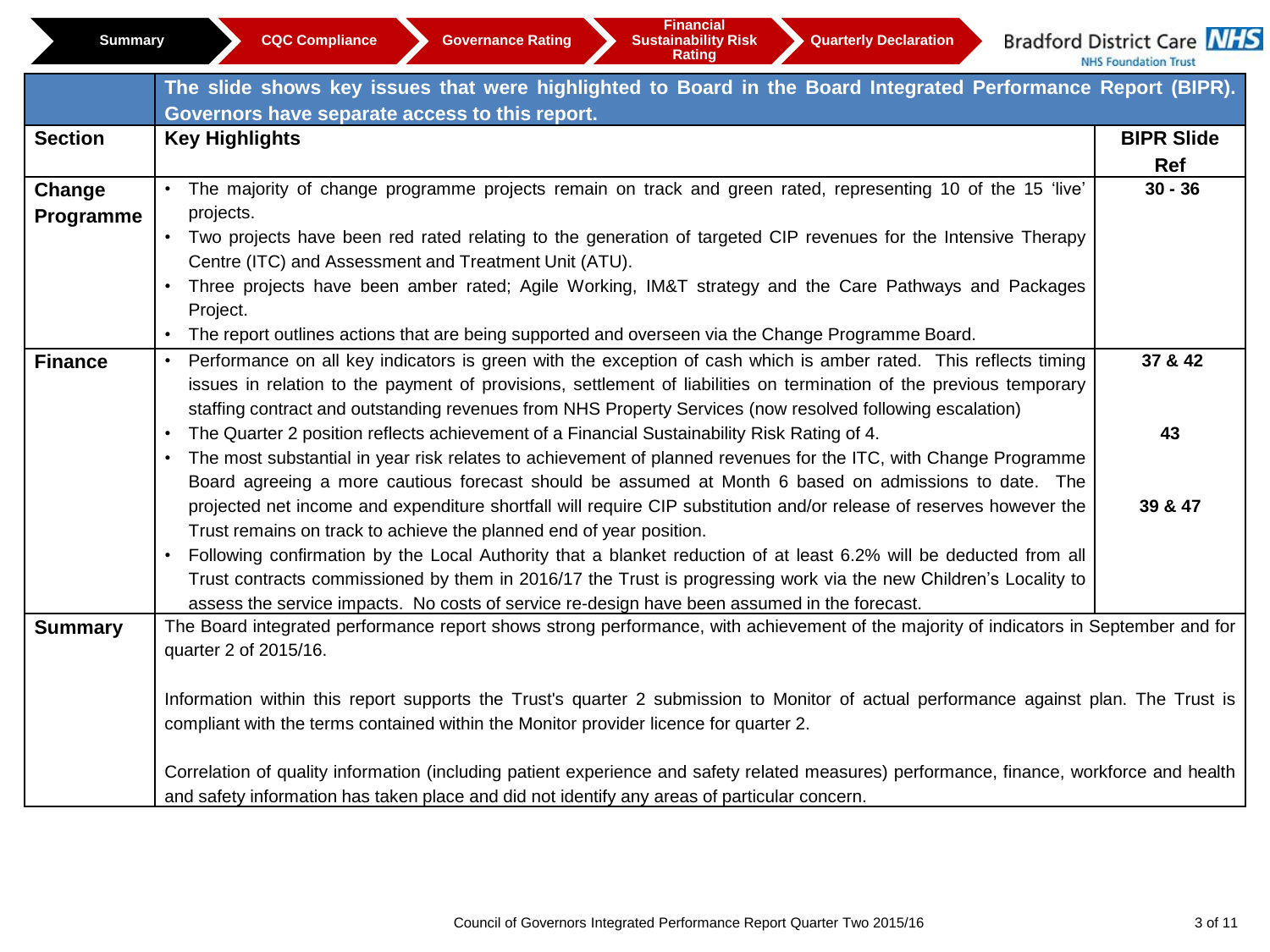Summary | CQC Compliance | Governance Rating | Financial Sustainability Risk Rating | Quarterly Declaration

Bradford District Care NHS Foundation Trust

| | **The slide shows key issues that were highlighted to Board in the Board Integrated Performance Report (BIPR). Governors have separate access to this report.** | |
|---|---|---|
| **Section** | **Key Highlights** | **BIPR Slide Ref** |
| **Change Programme** | • The majority of change programme projects remain on track and green rated, representing 10 of the 15 'live' projects.<br>• Two projects have been red rated relating to the generation of targeted CIP revenues for the Intensive Therapy Centre (ITC) and Assessment and Treatment Unit (ATU).<br>• Three projects have been amber rated; Agile Working, IM&T strategy and the Care Pathways and Packages Project.<br>• The report outlines actions that are being supported and overseen via the Change Programme Board. | 30 - 36 |
| **Finance** | • Performance on all key indicators is green with the exception of cash which is amber rated. This reflects timing issues in relation to the payment of provisions, settlement of liabilities on termination of the previous temporary staffing contract and outstanding revenues from NHS Property Services (now resolved following escalation)<br>• The Quarter 2 position reflects achievement of a Financial Sustainability Risk Rating of 4.<br>• The most substantial in year risk relates to achievement of planned revenues for the ITC, with Change Programme Board agreeing a more cautious forecast should be assumed at Month 6 based on admissions to date. The projected net income and expenditure shortfall will require CIP substitution and/or release of reserves however the Trust remains on track to achieve the planned end of year position.<br>• Following confirmation by the Local Authority that a blanket reduction of at least 6.2% will be deducted from all Trust contracts commissioned by them in 2016/17 the Trust is progressing work via the new Children's Locality to assess the service impacts. No costs of service re-design have been assumed in the forecast. | 37 & 42<br><br>43<br><br>39 & 47 |
| **Summary** | The Board integrated performance report shows strong performance, with achievement of the majority of indicators in September and for quarter 2 of 2015/16.<br><br>Information within this report supports the Trust's quarter 2 submission to Monitor of actual performance against plan. The Trust is compliant with the terms contained within the Monitor provider licence for quarter 2.<br><br>Correlation of quality information (including patient experience and safety related measures) performance, finance, workforce and health and safety information has taken place and did not identify any areas of particular concern. | |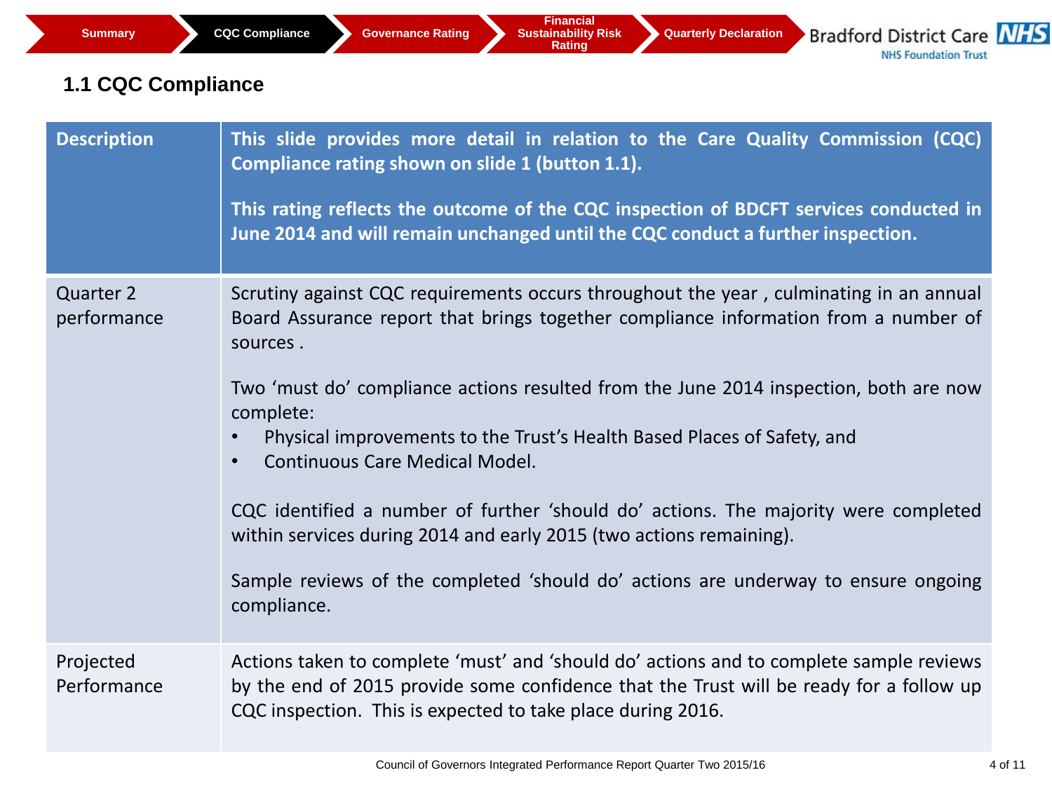Summary | CQC Compliance | Governance Rating | Financial Sustainability Risk Rating | Quarterly Declaration

Bradford District Care NHS Foundation Trust

## 1.1 CQC Compliance

| | |
|---|---|
| **Description** | **This slide provides more detail in relation to the Care Quality Commission (CQC) Compliance rating shown on slide 1 (button 1.1).**<br><br>**This rating reflects the outcome of the CQC inspection of BDCFT services conducted in June 2014 and will remain unchanged until the CQC conduct a further inspection.** |
| Quarter 2 performance | Scrutiny against CQC requirements occurs throughout the year , culminating in an annual Board Assurance report that brings together compliance information from a number of sources .<br><br>Two ‘must do’ compliance actions resulted from the June 2014 inspection, both are now complete:<br>• Physical improvements to the Trust’s Health Based Places of Safety, and<br>• Continuous Care Medical Model.<br><br>CQC identified a number of further ‘should do’ actions. The majority were completed within services during 2014 and early 2015 (two actions remaining).<br><br>Sample reviews of the completed ‘should do’ actions are underway to ensure ongoing compliance. |
| Projected Performance | Actions taken to complete ‘must’ and ‘should do’ actions and to complete sample reviews by the end of 2015 provide some confidence that the Trust will be ready for a follow up CQC inspection. This is expected to take place during 2016. |

Council of Governors Integrated Performance Report Quarter Two 2015/16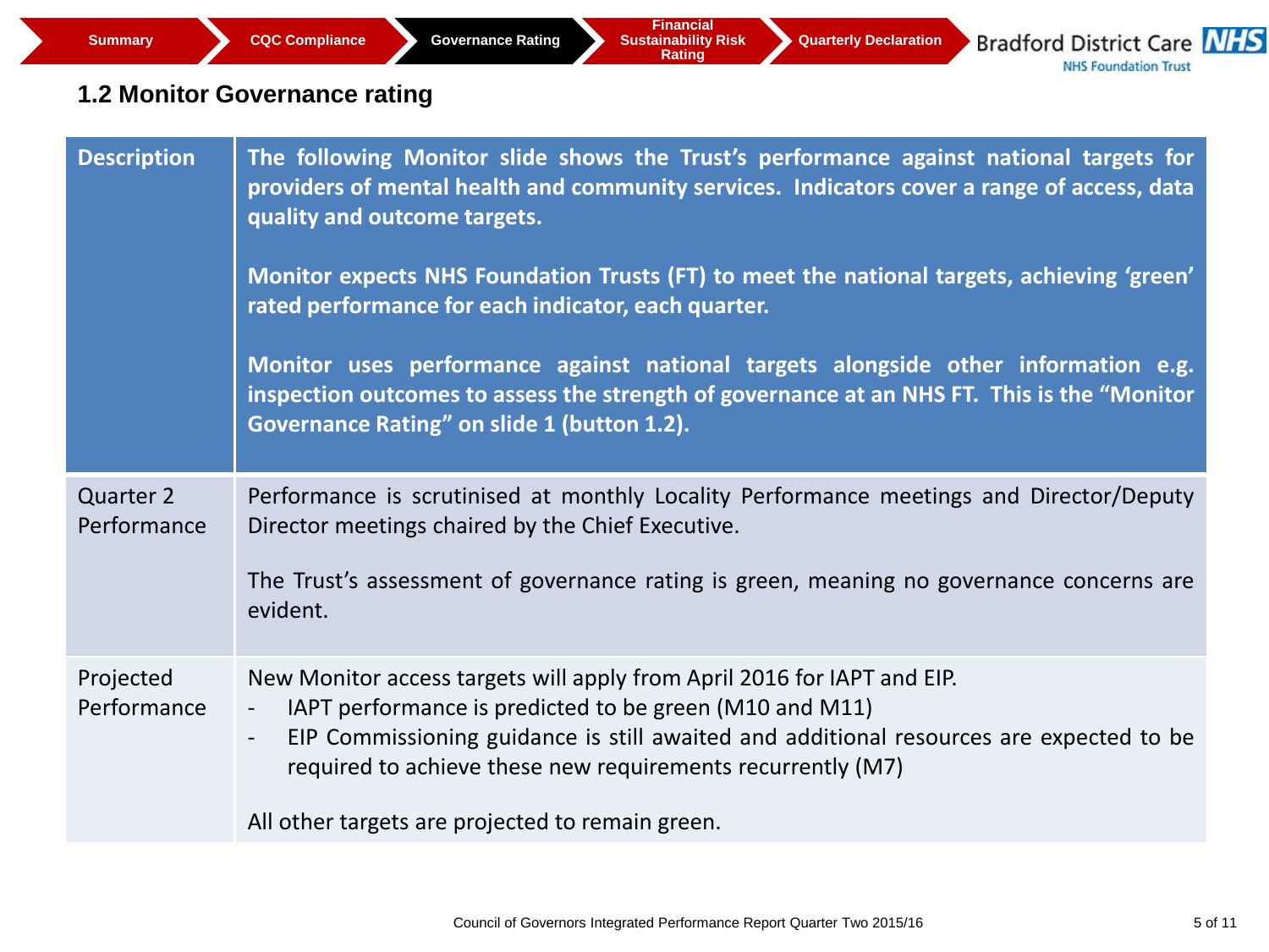Summary | CQC Compliance | Governance Rating | Financial Sustainability Risk Rating | Quarterly Declaration

Bradford District Care NHS Foundation Trust

## 1.2 Monitor Governance rating

| | |
|---|---|
| **Description** | **The following Monitor slide shows the Trust's performance against national targets for providers of mental health and community services. Indicators cover a range of access, data quality and outcome targets.**<br><br>**Monitor expects NHS Foundation Trusts (FT) to meet the national targets, achieving 'green' rated performance for each indicator, each quarter.**<br><br>**Monitor uses performance against national targets alongside other information e.g. inspection outcomes to assess the strength of governance at an NHS FT. This is the "Monitor Governance Rating" on slide 1 (button 1.2).** |
| Quarter 2 Performance | Performance is scrutinised at monthly Locality Performance meetings and Director/Deputy Director meetings chaired by the Chief Executive.<br><br>The Trust's assessment of governance rating is green, meaning no governance concerns are evident. |
| Projected Performance | New Monitor access targets will apply from April 2016 for IAPT and EIP.<br>- IAPT performance is predicted to be green (M10 and M11)<br>- EIP Commissioning guidance is still awaited and additional resources are expected to be required to achieve these new requirements recurrently (M7)<br><br>All other targets are projected to remain green. |

Council of Governors Integrated Performance Report Quarter Two 2015/16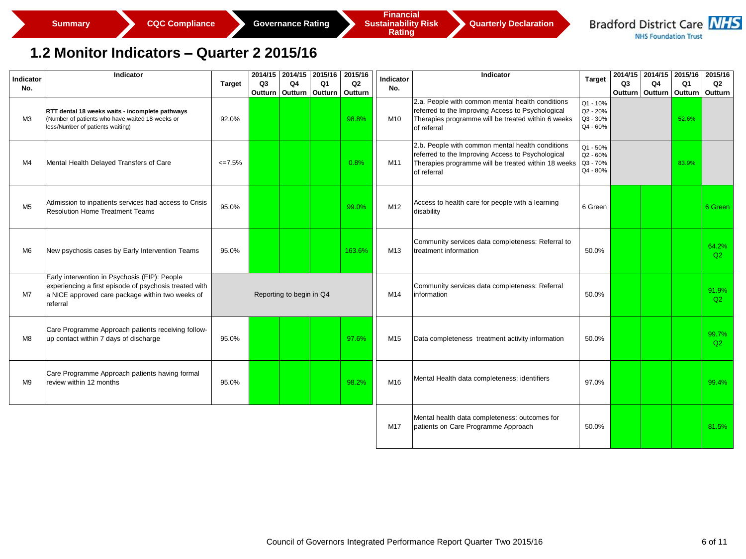Summary | CQC Compliance | Governance Rating | Financial Sustainability Risk Rating | Quarterly Declaration

Bradford District Care NHS Foundation Trust

# 1.2 Monitor Indicators – Quarter 2 2015/16

| Indicator No. | Indicator | Target | 2014/15 Q3 Outturn | 2014/15 Q4 Outturn | 2015/16 Q1 Outturn | 2015/16 Q2 Outturn |
|---|---|---|---|---|---|---|
| M3 | **RTT dental 18 weeks waits - incomplete pathways** (Number of patients who have waited 18 weeks or less/Number of patients waiting) | 92.0% | | | | 98.8% |
| M4 | Mental Health Delayed Transfers of Care | <=7.5% | | | | 0.8% |
| M5 | Admission to inpatients services had access to Crisis Resolution Home Treatment Teams | 95.0% | | | | 99.0% |
| M6 | New psychosis cases by Early Intervention Teams | 95.0% | | | | 163.6% |
| M7 | Early intervention in Psychosis (EIP): People experiencing a first episode of psychosis treated with a NICE approved care package within two weeks of referral | Reporting to begin in Q4 | | | | |
| M8 | Care Programme Approach patients receiving follow-up contact within 7 days of discharge | 95.0% | | | | 97.6% |
| M9 | Care Programme Approach patients having formal review within 12 months | 95.0% | | | | 98.2% |

| Indicator No. | Indicator | Target | 2014/15 Q3 Outturn | 2014/15 Q4 Outturn | 2015/16 Q1 Outturn | 2015/16 Q2 Outturn |
|---|---|---|---|---|---|---|
| M10 | 2.a. People with common mental health conditions referred to the Improving Access to Psychological Therapies programme will be treated within 6 weeks of referral | Q1 - 10% Q2 - 20% Q3 - 30% Q4 - 60% | | | 52.6% | |
| M11 | 2.b. People with common mental health conditions referred to the Improving Access to Psychological Therapies programme will be treated within 18 weeks of referral | Q1 - 50% Q2 - 60% Q3 - 70% Q4 - 80% | | | 83.9% | |
| M12 | Access to health care for people with a learning disability | 6 Green | | | | 6 Green |
| M13 | Community services data completeness: Referral to treatment information | 50.0% | | | | 64.2% Q2 |
| M14 | Community services data completeness: Referral information | 50.0% | | | | 91.9% Q2 |
| M15 | Data completeness treatment activity information | 50.0% | | | | 99.7% Q2 |
| M16 | Mental Health data completeness: identifiers | 97.0% | | | | 99.4% |
| M17 | Mental health data completeness: outcomes for patients on Care Programme Approach | 50.0% | | | | 81.5% |

Council of Governors Integrated Performance Report Quarter Two 2015/16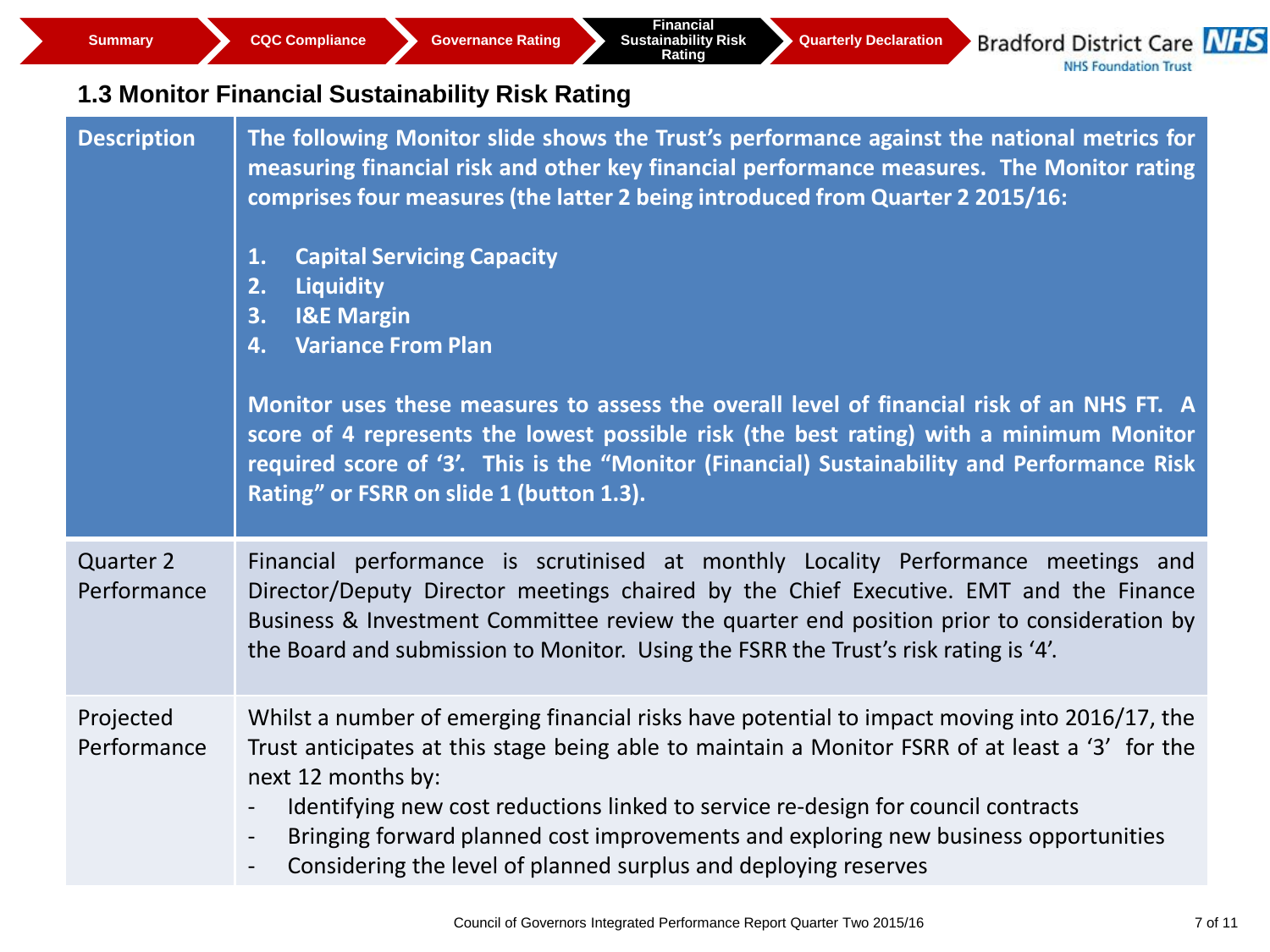Summary | CQC Compliance | Governance Rating | Financial Sustainability Risk Rating | Quarterly Declaration

Bradford District Care NHS Foundation Trust

## 1.3 Monitor Financial Sustainability Risk Rating

| Description | The following Monitor slide shows the Trust's performance against the national metrics for measuring financial risk and other key financial performance measures. The Monitor rating comprises four measures (the latter 2 being introduced from Quarter 2 2015/16:<br><br>1. Capital Servicing Capacity<br>2. Liquidity<br>3. I&E Margin<br>4. Variance From Plan<br><br>Monitor uses these measures to assess the overall level of financial risk of an NHS FT. A score of 4 represents the lowest possible risk (the best rating) with a minimum Monitor required score of '3'. This is the "Monitor (Financial) Sustainability and Performance Risk Rating" or FSRR on slide 1 (button 1.3). |
|---|---|
| Quarter 2 Performance | Financial performance is scrutinised at monthly Locality Performance meetings and Director/Deputy Director meetings chaired by the Chief Executive. EMT and the Finance Business & Investment Committee review the quarter end position prior to consideration by the Board and submission to Monitor. Using the FSRR the Trust's risk rating is '4'. |
| Projected Performance | Whilst a number of emerging financial risks have potential to impact moving into 2016/17, the Trust anticipates at this stage being able to maintain a Monitor FSRR of at least a '3' for the next 12 months by:<br>- Identifying new cost reductions linked to service re-design for council contracts<br>- Bringing forward planned cost improvements and exploring new business opportunities<br>- Considering the level of planned surplus and deploying reserves |

Council of Governors Integrated Performance Report Quarter Two 2015/16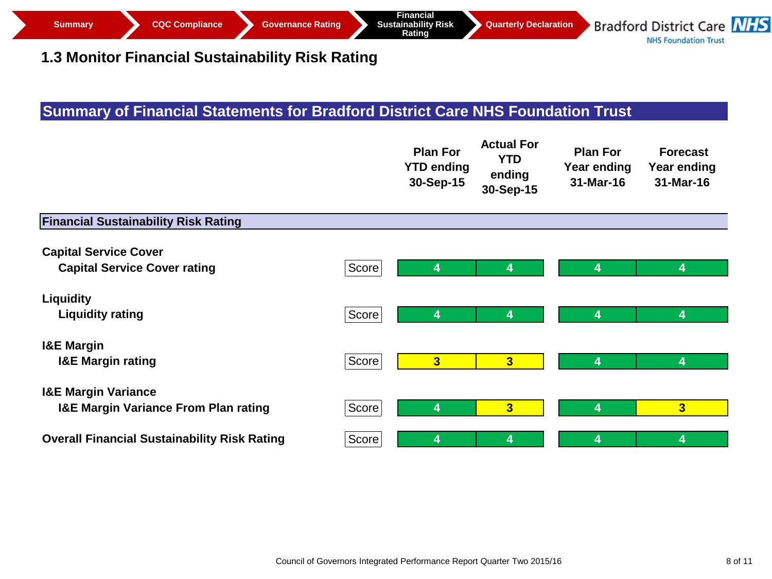Summary | CQC Compliance | Governance Rating | Financial Sustainability Risk Rating | Quarterly Declaration

Bradford District Care NHS
NHS Foundation Trust

## 1.3 Monitor Financial Sustainability Risk Rating

### Summary of Financial Statements for Bradford District Care NHS Foundation Trust

| | | Plan For YTD ending 30-Sep-15 | Actual For YTD ending 30-Sep-15 | Plan For Year ending 31-Mar-16 | Forecast Year ending 31-Mar-16 |
|---|---|---|---|---|---|
| **Financial Sustainability Risk Rating** | | | | | |
| **Capital Service Cover** | | | | | |
| **Capital Service Cover rating** | Score | 4 | 4 | 4 | 4 |
| **Liquidity** | | | | | |
| **Liquidity rating** | Score | 4 | 4 | 4 | 4 |
| **I&E Margin** | | | | | |
| **I&E Margin rating** | Score | 3 | 3 | 4 | 4 |
| **I&E Margin Variance** | | | | | |
| **I&E Margin Variance From Plan rating** | Score | 4 | 3 | 4 | 3 |
| **Overall Financial Sustainability Risk Rating** | Score | 4 | 4 | 4 | 4 |

Council of Governors Integrated Performance Report Quarter Two 2015/16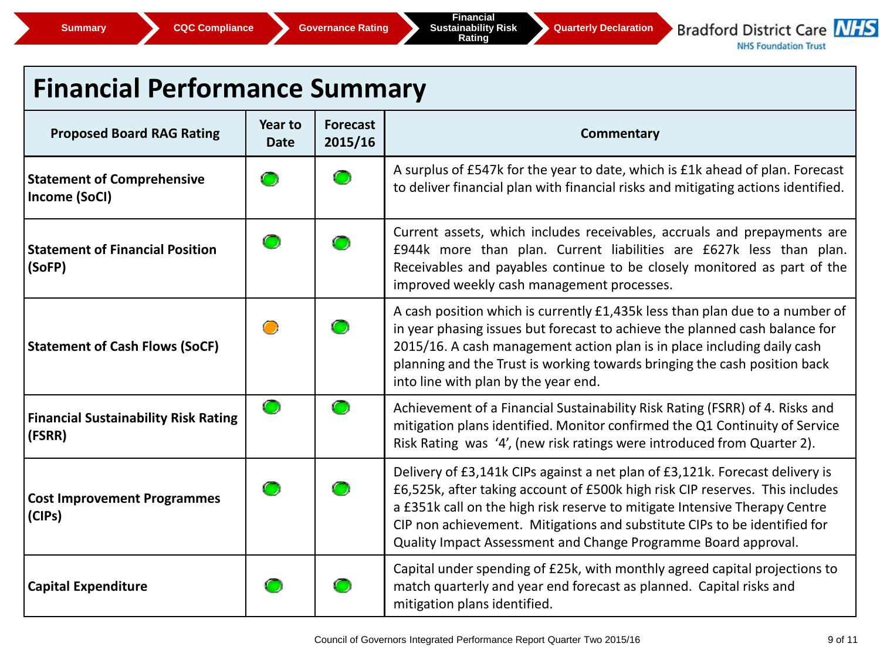Summary | CQC Compliance | Governance Rating | Financial Sustainability Risk Rating | Quarterly Declaration

Bradford District Care NHS Foundation Trust

# Financial Performance Summary

| Proposed Board RAG Rating | Year to Date | Forecast 2015/16 | Commentary |
|---|---|---|---|
| **Statement of Comprehensive Income (SoCI)** | Green | Green | A surplus of £547k for the year to date, which is £1k ahead of plan. Forecast to deliver financial plan with financial risks and mitigating actions identified. |
| **Statement of Financial Position (SoFP)** | Green | Green | Current assets, which includes receivables, accruals and prepayments are £944k more than plan. Current liabilities are £627k less than plan. Receivables and payables continue to be closely monitored as part of the improved weekly cash management processes. |
| **Statement of Cash Flows (SoCF)** | Amber | Green | A cash position which is currently £1,435k less than plan due to a number of in year phasing issues but forecast to achieve the planned cash balance for 2015/16. A cash management action plan is in place including daily cash planning and the Trust is working towards bringing the cash position back into line with plan by the year end. |
| **Financial Sustainability Risk Rating (FSRR)** | Green | Green | Achievement of a Financial Sustainability Risk Rating (FSRR) of 4. Risks and mitigation plans identified. Monitor confirmed the Q1 Continuity of Service Risk Rating was '4', (new risk ratings were introduced from Quarter 2). |
| **Cost Improvement Programmes (CIPs)** | Green | Green | Delivery of £3,141k CIPs against a net plan of £3,121k. Forecast delivery is £6,525k, after taking account of £500k high risk CIP reserves. This includes a £351k call on the high risk reserve to mitigate Intensive Therapy Centre CIP non achievement. Mitigations and substitute CIPs to be identified for Quality Impact Assessment and Change Programme Board approval. |
| **Capital Expenditure** | Green | Green | Capital under spending of £25k, with monthly agreed capital projections to match quarterly and year end forecast as planned. Capital risks and mitigation plans identified. |

Council of Governors Integrated Performance Report Quarter Two 2015/16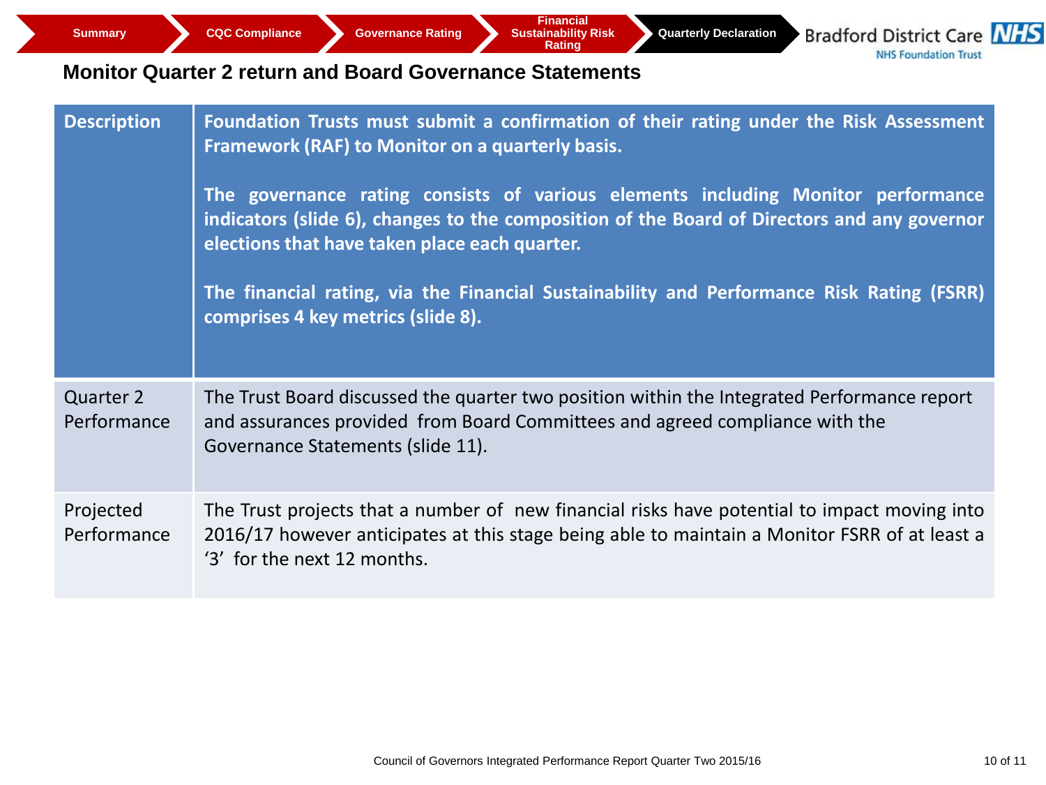Summary | CQC Compliance | Governance Rating | Financial Sustainability Risk Rating | Quarterly Declaration

Bradford District Care NHS Foundation Trust

## Monitor Quarter 2 return and Board Governance Statements

| Description | Foundation Trusts must submit a confirmation of their rating under the Risk Assessment Framework (RAF) to Monitor on a quarterly basis.<br><br>The governance rating consists of various elements including Monitor performance indicators (slide 6), changes to the composition of the Board of Directors and any governor elections that have taken place each quarter.<br><br>The financial rating, via the Financial Sustainability and Performance Risk Rating (FSRR) comprises 4 key metrics (slide 8). |
|---|---|
| Quarter 2 Performance | The Trust Board discussed the quarter two position within the Integrated Performance report and assurances provided from Board Committees and agreed compliance with the Governance Statements (slide 11). |
| Projected Performance | The Trust projects that a number of new financial risks have potential to impact moving into 2016/17 however anticipates at this stage being able to maintain a Monitor FSRR of at least a '3' for the next 12 months. |

Council of Governors Integrated Performance Report Quarter Two 2015/16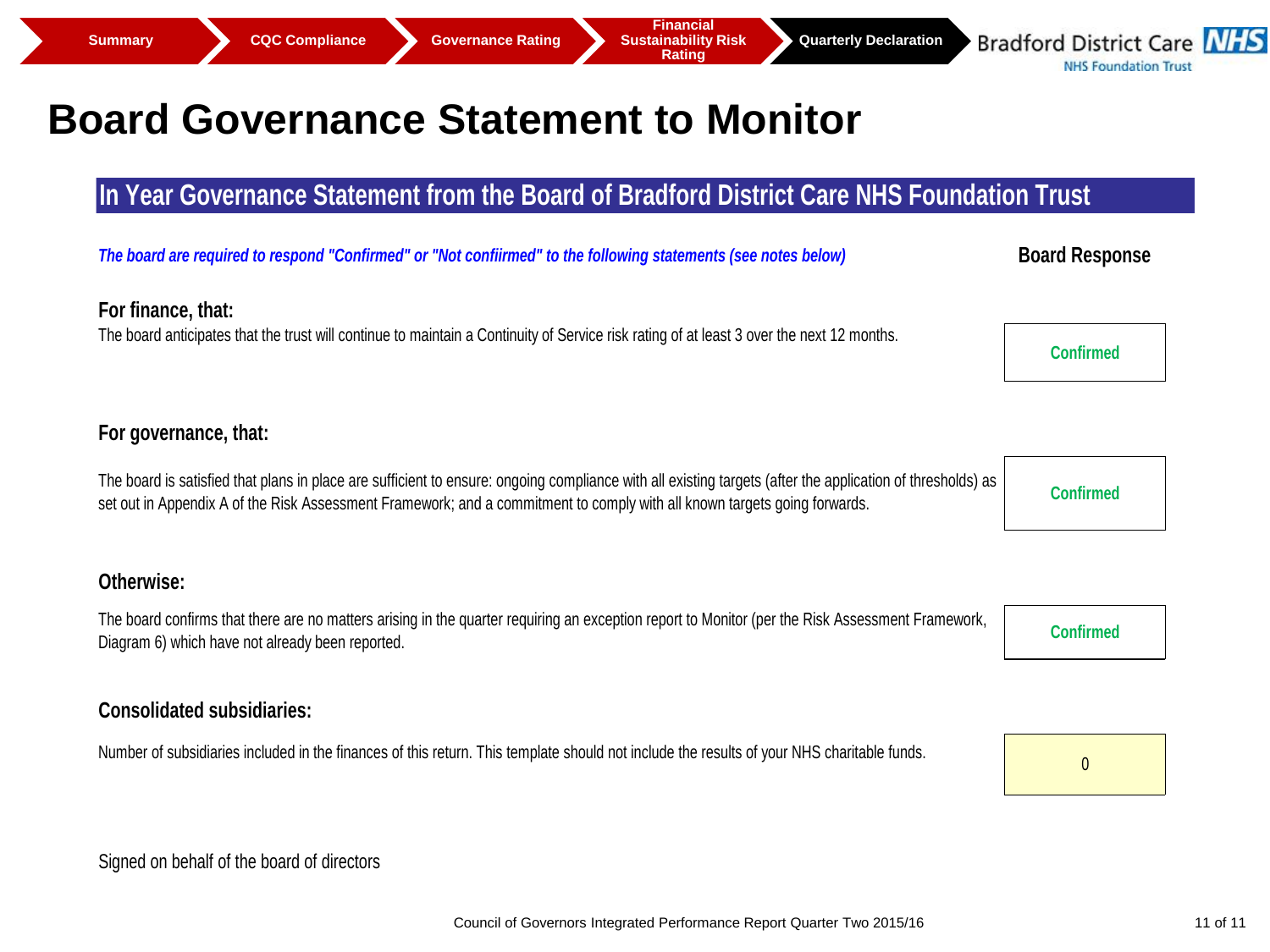# Board Governance Statement to Monitor

## In Year Governance Statement from the Board of Bradford District Care NHS Foundation Trust

*The board are required to respond "Confirmed" or "Not confiirmed" to the following statements (see notes below)*

**Board Response**

### For finance, that:

The board anticipates that the trust will continue to maintain a Continuity of Service risk rating of at least 3 over the next 12 months.

**Confirmed**

### For governance, that:

The board is satisfied that plans in place are sufficient to ensure: ongoing compliance with all existing targets (after the application of thresholds) as set out in Appendix A of the Risk Assessment Framework; and a commitment to comply with all known targets going forwards.

**Confirmed**

### Otherwise:

The board confirms that there are no matters arising in the quarter requiring an exception report to Monitor (per the Risk Assessment Framework, Diagram 6) which have not already been reported.

**Confirmed**

### Consolidated subsidiaries:

Number of subsidiaries included in the finances of this return. This template should not include the results of your NHS charitable funds.

0

Signed on behalf of the board of directors